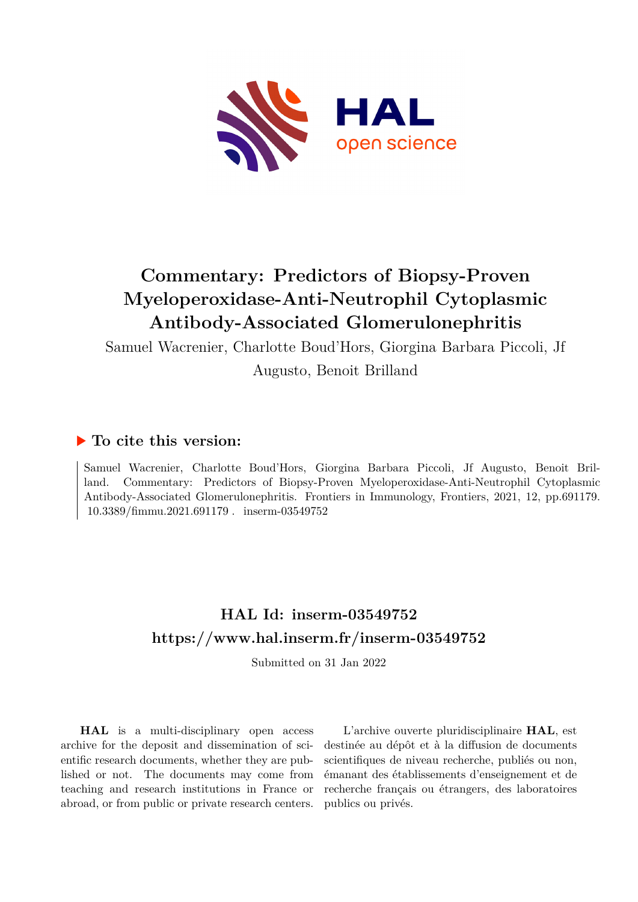# Commentary: Predictors of Biopsy-Proven Myeloperoxidase-Anti-Neutrophil Cytoplasmic Antibody-Associated Glomerulonephritis

Samuel Wacrenier, Charlotte Boud'Hors, Giorgina Barbara Piccoli, Jf Augusto, Benoit Brilland

## ▶ To cite this version:

Samuel Wacrenier, Charlotte Boud'Hors, Giorgina Barbara Piccoli, Jf Augusto, Benoit Brilland. Commentary: Predictors of Biopsy-Proven Myeloperoxidase-Anti-Neutrophil Cytoplasmic Antibody-Associated Glomerulonephritis. Frontiers in Immunology, Frontiers, 2021, 12, pp.691179. 10.3389/fimmu.2021.691179 . inserm-03549752

## HAL Id: inserm-03549752
## https://www.hal.inserm.fr/inserm-03549752

Submitted on 31 Jan 2022

**HAL** is a multi-disciplinary open access archive for the deposit and dissemination of scientific research documents, whether they are published or not. The documents may come from teaching and research institutions in France or abroad, or from public or private research centers.

L'archive ouverte pluridisciplinaire **HAL**, est destinée au dépôt et à la diffusion de documents scientifiques de niveau recherche, publiés ou non, émanant des établissements d'enseignement et de recherche français ou étrangers, des laboratoires publics ou privés.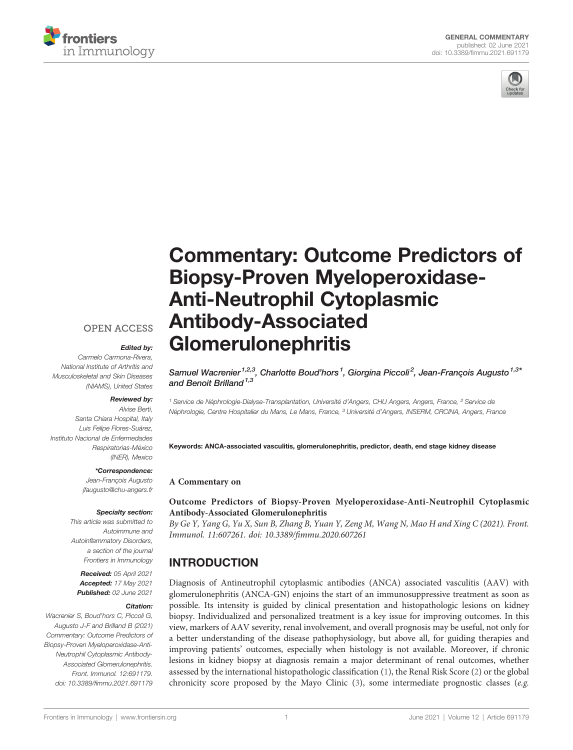# Commentary: Outcome Predictors of Biopsy-Proven Myeloperoxidase-Anti-Neutrophil Cytoplasmic Antibody-Associated Glomerulonephritis

*Samuel Wacrenier[1,2,3], Charlotte Boud'hors[1], Giorgina Piccoli[2], Jean-François Augusto[1,3]\* and Benoit Brilland[1,3]*

[1] Service de Néphrologie-Dialyse-Transplantation, Université d'Angers, CHU Angers, Angers, France, [2] Service de Néphrologie, Centre Hospitalier du Mans, Le Mans, France, [3] Université d'Angers, INSERM, CRCINA, Angers, France

OPEN ACCESS

***Edited by:***
Carmelo Carmona-Rivera, National Institute of Arthritis and Musculoskeletal and Skin Diseases (NIAMS), United States

***Reviewed by:***
Alvise Berti, Santa Chiara Hospital, Italy
Luis Felipe Flores-Suárez, Instituto Nacional de Enfermedades Respiratorias-México (INER), Mexico

***\*Correspondence:***
Jean-François Augusto
jfaugusto@chu-angers.fr

***Specialty section:***
This article was submitted to Autoimmune and Autoinflammatory Disorders, a section of the journal Frontiers in Immunology

***Received:*** 05 April 2021
***Accepted:*** 17 May 2021
***Published:*** 02 June 2021

***Citation:***
Wacrenier S, Boud'hors C, Piccoli G, Augusto J-F and Brilland B (2021) Commentary: Outcome Predictors of Biopsy-Proven Myeloperoxidase-Anti-Neutrophil Cytoplasmic Antibody-Associated Glomerulonephritis. Front. Immunol. 12:691179. doi: 10.3389/fimmu.2021.691179

**Keywords: ANCA-associated vasculitis, glomerulonephritis, predictor, death, end stage kidney disease**

**A Commentary on**

**Outcome Predictors of Biopsy-Proven Myeloperoxidase-Anti-Neutrophil Cytoplasmic Antibody-Associated Glomerulonephritis**
*By Ge Y, Yang G, Yu X, Sun B, Zhang B, Yuan Y, Zeng M, Wang N, Mao H and Xing C (2021). Front. Immunol. 11:607261. doi: 10.3389/fimmu.2020.607261*

## INTRODUCTION

Diagnosis of Antineutrophil cytoplasmic antibodies (ANCA) associated vasculitis (AAV) with glomerulonephritis (ANCA-GN) enjoins the start of an immunosuppressive treatment as soon as possible. Its intensity is guided by clinical presentation and histopathologic lesions on kidney biopsy. Individualized and personalized treatment is a key issue for improving outcomes. In this view, markers of AAV severity, renal involvement, and overall prognosis may be useful, not only for a better understanding of the disease pathophysiology, but above all, for guiding therapies and improving patients' outcomes, especially when histology is not available. Moreover, if chronic lesions in kidney biopsy at diagnosis remain a major determinant of renal outcomes, whether assessed by the international histopathologic classification (1), the Renal Risk Score (2) or the global chronicity score proposed by the Mayo Clinic (3), some intermediate prognostic classes (*e.g.*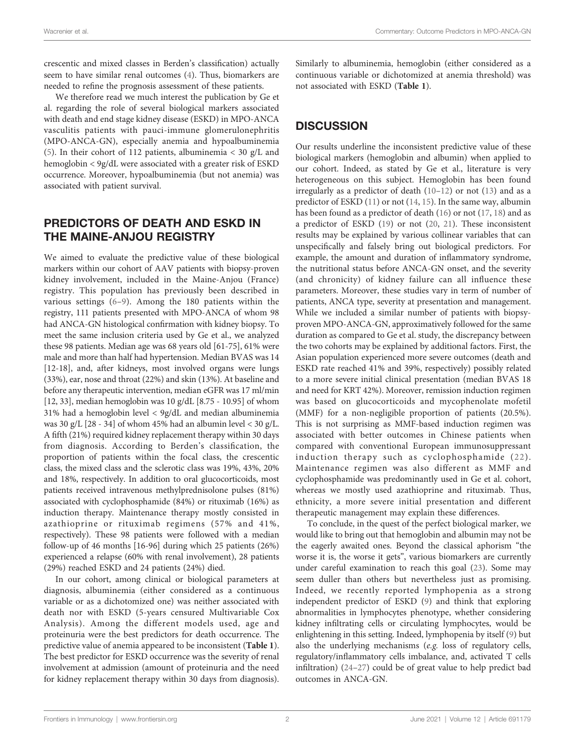crescentic and mixed classes in Berden's classification) actually seem to have similar renal outcomes (4). Thus, biomarkers are needed to refine the prognosis assessment of these patients.

We therefore read we much interest the publication by Ge et al. regarding the role of several biological markers associated with death and end stage kidney disease (ESKD) in MPO-ANCA vasculitis patients with pauci-immune glomerulonephritis (MPO-ANCA-GN), especially anemia and hypoalbuminemia (5). In their cohort of 112 patients, albuminemia < 30 g/L and hemoglobin < 9g/dL were associated with a greater risk of ESKD occurrence. Moreover, hypoalbuminemia (but not anemia) was associated with patient survival.

## PREDICTORS OF DEATH AND ESKD IN THE MAINE-ANJOU REGISTRY

We aimed to evaluate the predictive value of these biological markers within our cohort of AAV patients with biopsy-proven kidney involvement, included in the Maine-Anjou (France) registry. This population has previously been described in various settings (6–9). Among the 180 patients within the registry, 111 patients presented with MPO-ANCA of whom 98 had ANCA-GN histological confirmation with kidney biopsy. To meet the same inclusion criteria used by Ge et al., we analyzed these 98 patients. Median age was 68 years old [61-75], 61% were male and more than half had hypertension. Median BVAS was 14 [12-18], and, after kidneys, most involved organs were lungs (33%), ear, nose and throat (22%) and skin (13%). At baseline and before any therapeutic intervention, median eGFR was 17 ml/min [12, 33], median hemoglobin was 10 g/dL [8.75 - 10.95] of whom 31% had a hemoglobin level < 9g/dL and median albuminemia was 30 g/L [28 - 34] of whom 45% had an albumin level < 30 g/L. A fifth (21%) required kidney replacement therapy within 30 days from diagnosis. According to Berden's classification, the proportion of patients within the focal class, the crescentic class, the mixed class and the sclerotic class was 19%, 43%, 20% and 18%, respectively. In addition to oral glucocorticoids, most patients received intravenous methylprednisolone pulses (81%) associated with cyclophosphamide (84%) or rituximab (16%) as induction therapy. Maintenance therapy mostly consisted in azathioprine or rituximab regimens (57% and 41%, respectively). These 98 patients were followed with a median follow-up of 46 months [16-96] during which 25 patients (26%) experienced a relapse (60% with renal involvement), 28 patients (29%) reached ESKD and 24 patients (24%) died.

In our cohort, among clinical or biological parameters at diagnosis, albuminemia (either considered as a continuous variable or as a dichotomized one) was neither associated with death nor with ESKD (5-years censured Multivariable Cox Analysis). Among the different models used, age and proteinuria were the best predictors for death occurrence. The predictive value of anemia appeared to be inconsistent (**Table 1**). The best predictor for ESKD occurrence was the severity of renal involvement at admission (amount of proteinuria and the need for kidney replacement therapy within 30 days from diagnosis). Similarly to albuminemia, hemoglobin (either considered as a continuous variable or dichotomized at anemia threshold) was not associated with ESKD (**Table 1**).

## DISCUSSION

Our results underline the inconsistent predictive value of these biological markers (hemoglobin and albumin) when applied to our cohort. Indeed, as stated by Ge et al., literature is very heterogeneous on this subject. Hemoglobin has been found irregularly as a predictor of death (10–12) or not (13) and as a predictor of ESKD (11) or not (14, 15). In the same way, albumin has been found as a predictor of death (16) or not (17, 18) and as a predictor of ESKD (19) or not (20, 21). These inconsistent results may be explained by various collinear variables that can unspecifically and falsely bring out biological predictors. For example, the amount and duration of inflammatory syndrome, the nutritional status before ANCA-GN onset, and the severity (and chronicity) of kidney failure can all influence these parameters. Moreover, these studies vary in term of number of patients, ANCA type, severity at presentation and management. While we included a similar number of patients with biopsy-proven MPO-ANCA-GN, approximatively followed for the same duration as compared to Ge et al. study, the discrepancy between the two cohorts may be explained by additional factors. First, the Asian population experienced more severe outcomes (death and ESKD rate reached 41% and 39%, respectively) possibly related to a more severe initial clinical presentation (median BVAS 18 and need for KRT 42%). Moreover, remission induction regimen was based on glucocorticoids and mycophenolate mofetil (MMF) for a non-negligible proportion of patients (20.5%). This is not surprising as MMF-based induction regimen was associated with better outcomes in Chinese patients when compared with conventional European immunosuppressant induction therapy such as cyclophosphamide (22). Maintenance regimen was also different as MMF and cyclophosphamide was predominantly used in Ge et al. cohort, whereas we mostly used azathioprine and rituximab. Thus, ethnicity, a more severe initial presentation and different therapeutic management may explain these differences.

To conclude, in the quest of the perfect biological marker, we would like to bring out that hemoglobin and albumin may not be the eagerly awaited ones. Beyond the classical aphorism "the worse it is, the worse it gets", various biomarkers are currently under careful examination to reach this goal (23). Some may seem duller than others but nevertheless just as promising. Indeed, we recently reported lymphopenia as a strong independent predictor of ESKD (9) and think that exploring abnormalities in lymphocytes phenotype, whether considering kidney infiltrating cells or circulating lymphocytes, would be enlightening in this setting. Indeed, lymphopenia by itself (9) but also the underlying mechanisms (*e.g.* loss of regulatory cells, regulatory/inflammatory cells imbalance, and, activated T cells infiltration) (24–27) could be of great value to help predict bad outcomes in ANCA-GN.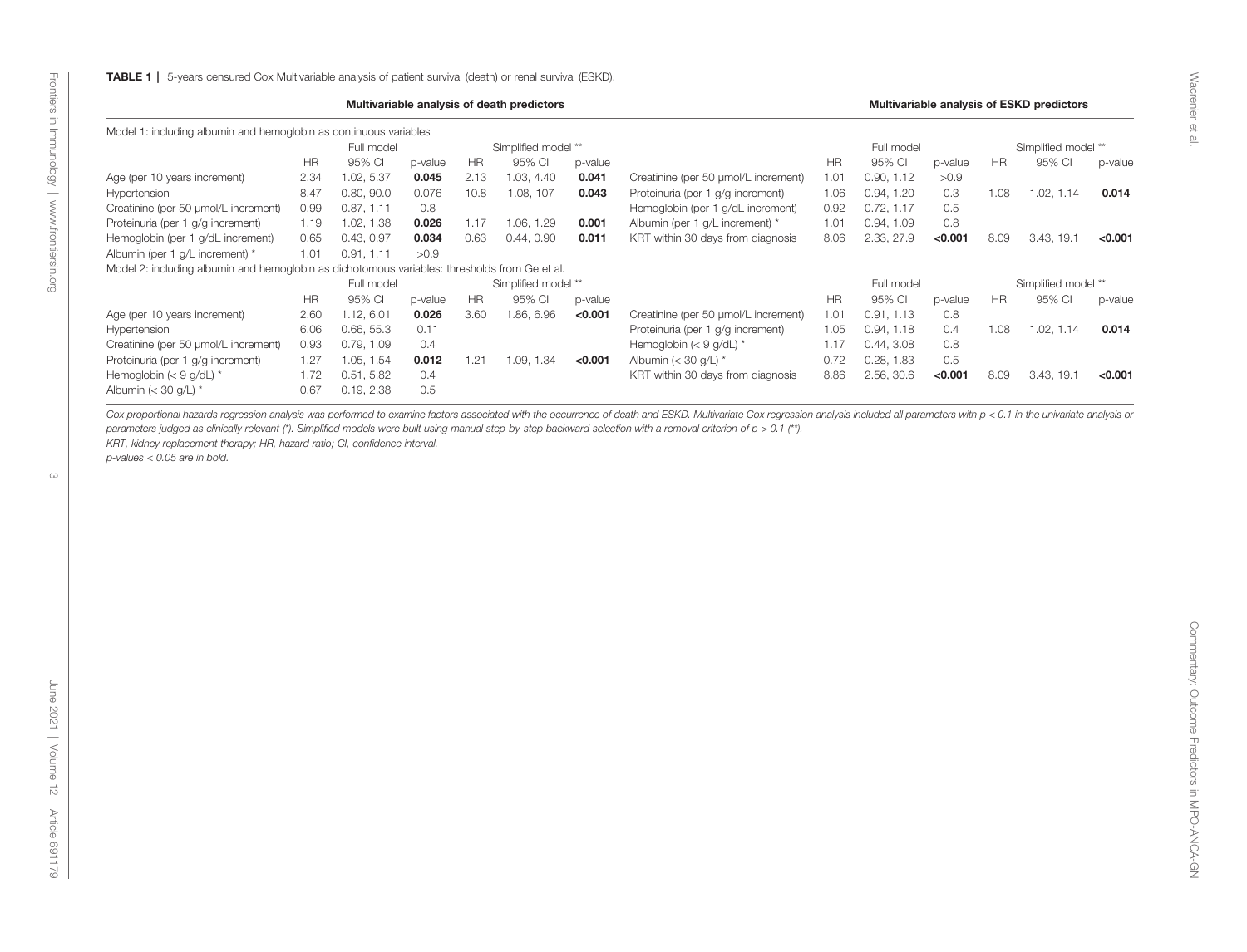**TABLE 1** | 5-years censured Cox Multivariable analysis of patient survival (death) or renal survival (ESKD).

| Multivariable analysis of death predictors | | | | | | | Multivariable analysis of ESKD predictors | | | | | | |
|---|---|---|---|---|---|---|---|---|---|---|---|---|---|
| Model 1: including albumin and hemoglobin as continuous variables | | | | | | | | | | | | | |
| | Full model | | | Simplified model ** | | | | Full model | | | Simplified model ** | | |
| | HR | 95% CI | p-value | HR | 95% CI | p-value | | HR | 95% CI | p-value | HR | 95% CI | p-value |
| Age (per 10 years increment) | 2.34 | 1.02, 5.37 | **0.045** | 2.13 | 1.03, 4.40 | **0.041** | Creatinine (per 50 µmol/L increment) | 1.01 | 0.90, 1.12 | >0.9 | | | |
| Hypertension | 8.47 | 0.80, 90.0 | 0.076 | 10.8 | 1.08, 107 | **0.043** | Proteinuria (per 1 g/g increment) | 1.06 | 0.94, 1.20 | 0.3 | 1.08 | 1.02, 1.14 | **0.014** |
| Creatinine (per 50 µmol/L increment) | 0.99 | 0.87, 1.11 | 0.8 | | | | Hemoglobin (per 1 g/dL increment) | 0.92 | 0.72, 1.17 | 0.5 | | | |
| Proteinuria (per 1 g/g increment) | 1.19 | 1.02, 1.38 | **0.026** | 1.17 | 1.06, 1.29 | **0.001** | Albumin (per 1 g/L increment) * | 1.01 | 0.94, 1.09 | 0.8 | | | |
| Hemoglobin (per 1 g/dL increment) | 0.65 | 0.43, 0.97 | **0.034** | 0.63 | 0.44, 0.90 | **0.011** | KRT within 30 days from diagnosis | 8.06 | 2.33, 27.9 | **<0.001** | 8.09 | 3.43, 19.1 | **<0.001** |
| Albumin (per 1 g/L increment) * | 1.01 | 0.91, 1.11 | >0.9 | | | | | | | | | | |
| Model 2: including albumin and hemoglobin as dichotomous variables: thresholds from Ge et al. | | | | | | | | | | | | | |
| | Full model | | | Simplified model ** | | | | Full model | | | Simplified model ** | | |
| | HR | 95% CI | p-value | HR | 95% CI | p-value | | HR | 95% CI | p-value | HR | 95% CI | p-value |
| Age (per 10 years increment) | 2.60 | 1.12, 6.01 | **0.026** | 3.60 | 1.86, 6.96 | **<0.001** | Creatinine (per 50 µmol/L increment) | 1.01 | 0.91, 1.13 | 0.8 | | | |
| Hypertension | 6.06 | 0.66, 55.3 | 0.11 | | | | Proteinuria (per 1 g/g increment) | 1.05 | 0.94, 1.18 | 0.4 | 1.08 | 1.02, 1.14 | **0.014** |
| Creatinine (per 50 µmol/L increment) | 0.93 | 0.79, 1.09 | 0.4 | | | | Hemoglobin (< 9 g/dL) * | 1.17 | 0.44, 3.08 | 0.8 | | | |
| Proteinuria (per 1 g/g increment) | 1.27 | 1.05, 1.54 | **0.012** | 1.21 | 1.09, 1.34 | **<0.001** | Albumin (< 30 g/L) * | 0.72 | 0.28, 1.83 | 0.5 | | | |
| Hemoglobin (< 9 g/dL) * | 1.72 | 0.51, 5.82 | 0.4 | | | | KRT within 30 days from diagnosis | 8.86 | 2.56, 30.6 | **<0.001** | 8.09 | 3.43, 19.1 | **<0.001** |
| Albumin (< 30 g/L) * | 0.67 | 0.19, 2.38 | 0.5 | | | | | | | | | | |

*Cox proportional hazards regression analysis was performed to examine factors associated with the occurrence of death and ESKD. Multivariate Cox regression analysis included all parameters with $p < 0.1$ in the univariate analysis or parameters judged as clinically relevant (*). Simplified models were built using manual step-by-step backward selection with a removal criterion of $p > 0.1$ (**).*

*KRT, kidney replacement therapy; HR, hazard ratio; CI, confidence interval.*

*p-values < 0.05 are in bold.*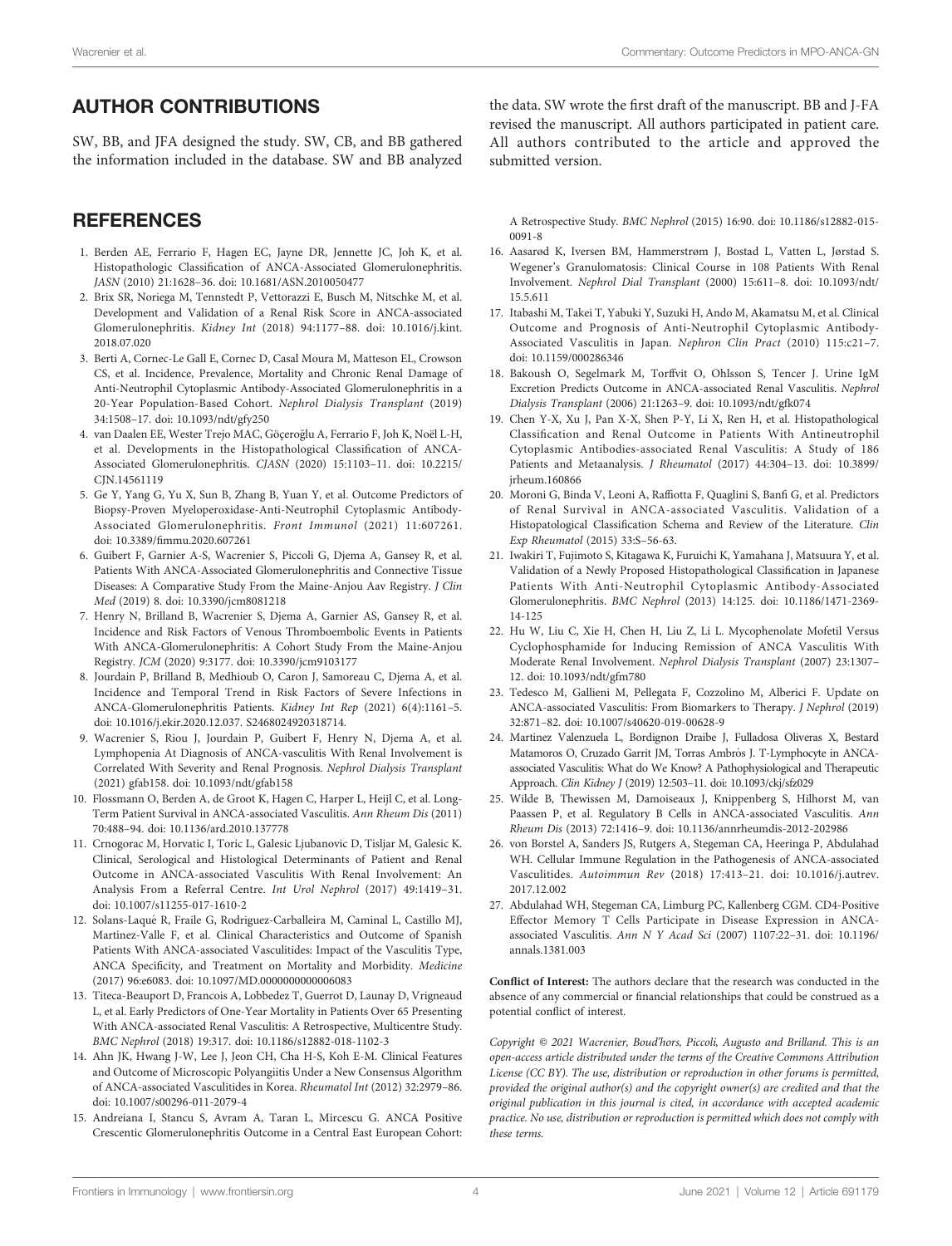## AUTHOR CONTRIBUTIONS

SW, BB, and JFA designed the study. SW, CB, and BB gathered the information included in the database. SW and BB analyzed the data. SW wrote the first draft of the manuscript. BB and J-FA revised the manuscript. All authors participated in patient care. All authors contributed to the article and approved the submitted version.

## REFERENCES

1. Berden AE, Ferrario F, Hagen EC, Jayne DR, Jennette JC, Joh K, et al. Histopathologic Classification of ANCA-Associated Glomerulonephritis. *JASN* (2010) 21:1628–36. doi: 10.1681/ASN.2010050477
2. Brix SR, Noriega M, Tennstedt P, Vettorazzi E, Busch M, Nitschke M, et al. Development and Validation of a Renal Risk Score in ANCA-associated Glomerulonephritis. *Kidney Int* (2018) 94:1177–88. doi: 10.1016/j.kint.2018.07.020
3. Berti A, Cornec-Le Gall E, Cornec D, Casal Moura M, Matteson EL, Crowson CS, et al. Incidence, Prevalence, Mortality and Chronic Renal Damage of Anti-Neutrophil Cytoplasmic Antibody-Associated Glomerulonephritis in a 20-Year Population-Based Cohort. *Nephrol Dialysis Transplant* (2019) 34:1508–17. doi: 10.1093/ndt/gfy250
4. van Daalen EE, Wester Trejo MAC, Göçeroğlu A, Ferrario F, Joh K, Noël L-H, et al. Developments in the Histopathological Classification of ANCA-Associated Glomerulonephritis. *CJASN* (2020) 15:1103–11. doi: 10.2215/CJN.14561119
5. Ge Y, Yang G, Yu X, Sun B, Zhang B, Yuan Y, et al. Outcome Predictors of Biopsy-Proven Myeloperoxidase-Anti-Neutrophil Cytoplasmic Antibody-Associated Glomerulonephritis. *Front Immunol* (2021) 11:607261. doi: 10.3389/fimmu.2020.607261
6. Guibert F, Garnier A-S, Wacrenier S, Piccoli G, Djema A, Gansey R, et al. Patients With ANCA-Associated Glomerulonephritis and Connective Tissue Diseases: A Comparative Study From the Maine-Anjou Aav Registry. *J Clin Med* (2019) 8. doi: 10.3390/jcm8081218
7. Henry N, Brilland B, Wacrenier S, Djema A, Garnier AS, Gansey R, et al. Incidence and Risk Factors of Venous Thromboembolic Events in Patients With ANCA-Glomerulonephritis: A Cohort Study From the Maine-Anjou Registry. *JCM* (2020) 9:3177. doi: 10.3390/jcm9103177
8. Jourdain P, Brilland B, Medhioub O, Caron J, Samoreau C, Djema A, et al. Incidence and Temporal Trend in Risk Factors of Severe Infections in ANCA-Glomerulonephritis Patients. *Kidney Int Rep* (2021) 6(4):1161–5. doi: 10.1016/j.ekir.2020.12.037. S2468024920318714.
9. Wacrenier S, Riou J, Jourdain P, Guibert F, Henry N, Djema A, et al. Lymphopenia At Diagnosis of ANCA-vasculitis With Renal Involvement is Correlated With Severity and Renal Prognosis. *Nephrol Dialysis Transplant* (2021) gfab158. doi: 10.1093/ndt/gfab158
10. Flossmann O, Berden A, de Groot K, Hagen C, Harper L, Heijl C, et al. Long-Term Patient Survival in ANCA-associated Vasculitis. *Ann Rheum Dis* (2011) 70:488–94. doi: 10.1136/ard.2010.137778
11. Crnogorac M, Horvatic I, Toric L, Galesic Ljubanovic D, Tisljar M, Galesic K. Clinical, Serological and Histological Determinants of Patient and Renal Outcome in ANCA-associated Vasculitis With Renal Involvement: An Analysis From a Referral Centre. *Int Urol Nephrol* (2017) 49:1419–31. doi: 10.1007/s11255-017-1610-2
12. Solans-Laqué R, Fraile G, Rodriguez-Carballeira M, Caminal L, Castillo MJ, Martínez-Valle F, et al. Clinical Characteristics and Outcome of Spanish Patients With ANCA-associated Vasculitides: Impact of the Vasculitis Type, ANCA Specificity, and Treatment on Mortality and Morbidity. *Medicine* (2017) 96:e6083. doi: 10.1097/MD.0000000000006083
13. Titeca-Beauport D, Francois A, Lobbedez T, Guerrot D, Launay D, Vrigneaud L, et al. Early Predictors of One-Year Mortality in Patients Over 65 Presenting With ANCA-associated Renal Vasculitis: A Retrospective, Multicentre Study. *BMC Nephrol* (2018) 19:317. doi: 10.1186/s12882-018-1102-3
14. Ahn JK, Hwang J-W, Lee J, Jeon CH, Cha H-S, Koh E-M. Clinical Features and Outcome of Microscopic Polyangiitis Under a New Consensus Algorithm of ANCA-associated Vasculitides in Korea. *Rheumatol Int* (2012) 32:2979–86. doi: 10.1007/s00296-011-2079-4
15. Andreiana I, Stancu S, Avram A, Taran L, Mircescu G. ANCA Positive Crescentic Glomerulonephritis Outcome in a Central East European Cohort: A Retrospective Study. *BMC Nephrol* (2015) 16:90. doi: 10.1186/s12882-015-0091-8
16. Aasarød K, Iversen BM, Hammerstrøm J, Bostad L, Vatten L, Jørstad S. Wegener's Granulomatosis: Clinical Course in 108 Patients With Renal Involvement. *Nephrol Dial Transplant* (2000) 15:611–8. doi: 10.1093/ndt/15.5.611
17. Itabashi M, Takei T, Yabuki Y, Suzuki H, Ando M, Akamatsu M, et al. Clinical Outcome and Prognosis of Anti-Neutrophil Cytoplasmic Antibody-Associated Vasculitis in Japan. *Nephron Clin Pract* (2010) 115:c21–7. doi: 10.1159/000286346
18. Bakoush O, Segelmark M, Torffvit O, Ohlsson S, Tencer J. Urine IgM Excretion Predicts Outcome in ANCA-associated Renal Vasculitis. *Nephrol Dialysis Transplant* (2006) 21:1263–9. doi: 10.1093/ndt/gfk074
19. Chen Y-X, Xu J, Pan X-X, Shen P-Y, Li X, Ren H, et al. Histopathological Classification and Renal Outcome in Patients With Antineutrophil Cytoplasmic Antibodies-associated Renal Vasculitis: A Study of 186 Patients and Metaanalysis. *J Rheumatol* (2017) 44:304–13. doi: 10.3899/jrheum.160866
20. Moroni G, Binda V, Leoni A, Raffiotta F, Quaglini S, Banfi G, et al. Predictors of Renal Survival in ANCA-associated Vasculitis. Validation of a Histopatological Classification Schema and Review of the Literature. *Clin Exp Rheumatol* (2015) 33:S–56-63.
21. Iwakiri T, Fujimoto S, Kitagawa K, Furuichi K, Yamahana J, Matsuura Y, et al. Validation of a Newly Proposed Histopathological Classification in Japanese Patients With Anti-Neutrophil Cytoplasmic Antibody-Associated Glomerulonephritis. *BMC Nephrol* (2013) 14:125. doi: 10.1186/1471-2369-14-125
22. Hu W, Liu C, Xie H, Chen H, Liu Z, Li L. Mycophenolate Mofetil Versus Cyclophosphamide for Inducing Remission of ANCA Vasculitis With Moderate Renal Involvement. *Nephrol Dialysis Transplant* (2007) 23:1307–12. doi: 10.1093/ndt/gfm780
23. Tedesco M, Gallieni M, Pellegata F, Cozzolino M, Alberici F. Update on ANCA-associated Vasculitis: From Biomarkers to Therapy. *J Nephrol* (2019) 32:871–82. doi: 10.1007/s40620-019-00628-9
24. Martinez Valenzuela L, Bordignon Draibe J, Fulladosa Oliveras X, Bestard Matamoros O, Cruzado Garrit JM, Torras Ambrós J. T-Lymphocyte in ANCA-associated Vasculitis: What do We Know? A Pathophysiological and Therapeutic Approach. *Clin Kidney J* (2019) 12:503–11. doi: 10.1093/ckj/sfz029
25. Wilde B, Thewissen M, Damoiseaux J, Knippenberg S, Hilhorst M, van Paassen P, et al. Regulatory B Cells in ANCA-associated Vasculitis. *Ann Rheum Dis* (2013) 72:1416–9. doi: 10.1136/annrheumdis-2012-202986
26. von Borstel A, Sanders JS, Rutgers A, Stegeman CA, Heeringa P, Abdulahad WH. Cellular Immune Regulation in the Pathogenesis of ANCA-associated Vasculitides. *Autoimmun Rev* (2018) 17:413–21. doi: 10.1016/j.autrev.2017.12.002
27. Abdulahad WH, Stegeman CA, Limburg PC, Kallenberg CGM. CD4-Positive Effector Memory T Cells Participate in Disease Expression in ANCA-associated Vasculitis. *Ann N Y Acad Sci* (2007) 1107:22–31. doi: 10.1196/annals.1381.003

**Conflict of Interest:** The authors declare that the research was conducted in the absence of any commercial or financial relationships that could be construed as a potential conflict of interest.

*Copyright © 2021 Wacrenier, Boud'hors, Piccoli, Augusto and Brilland. This is an open-access article distributed under the terms of the Creative Commons Attribution License (CC BY). The use, distribution or reproduction in other forums is permitted, provided the original author(s) and the copyright owner(s) are credited and that the original publication in this journal is cited, in accordance with accepted academic practice. No use, distribution or reproduction is permitted which does not comply with these terms.*